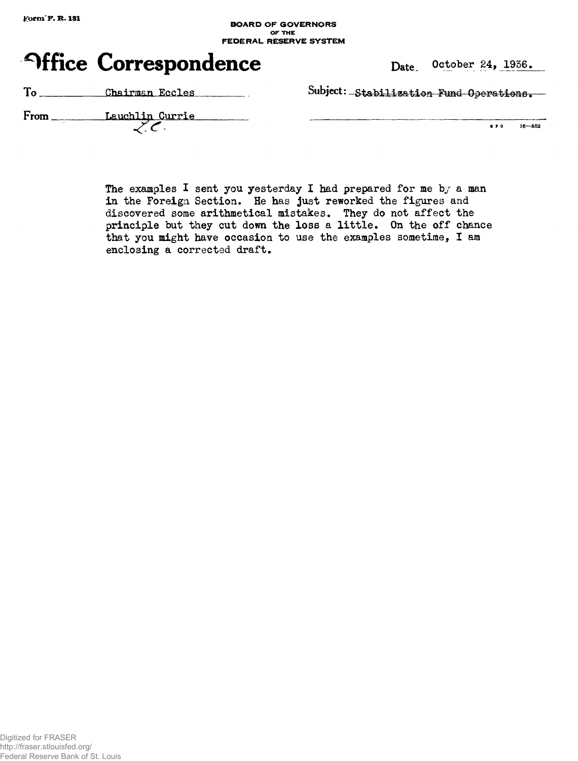Form F. R. 131

BOARD OF GOVERNORS
OF THE
FEDERAL RESERVE SYSTEM

# Office Correspondence

Date: October 24, 1936.

To: Chairman Eccles

From: Lauchlin Currie
L.C.

Subject: Stabilization Fund Operations.

The examples I sent you yesterday I had prepared for me by a man in the Foreign Section. He has just reworked the figures and discovered some arithmetical mistakes. They do not affect the principle but they cut down the loss a little. On the off chance that you might have occasion to use the examples sometime, I am enclosing a corrected draft.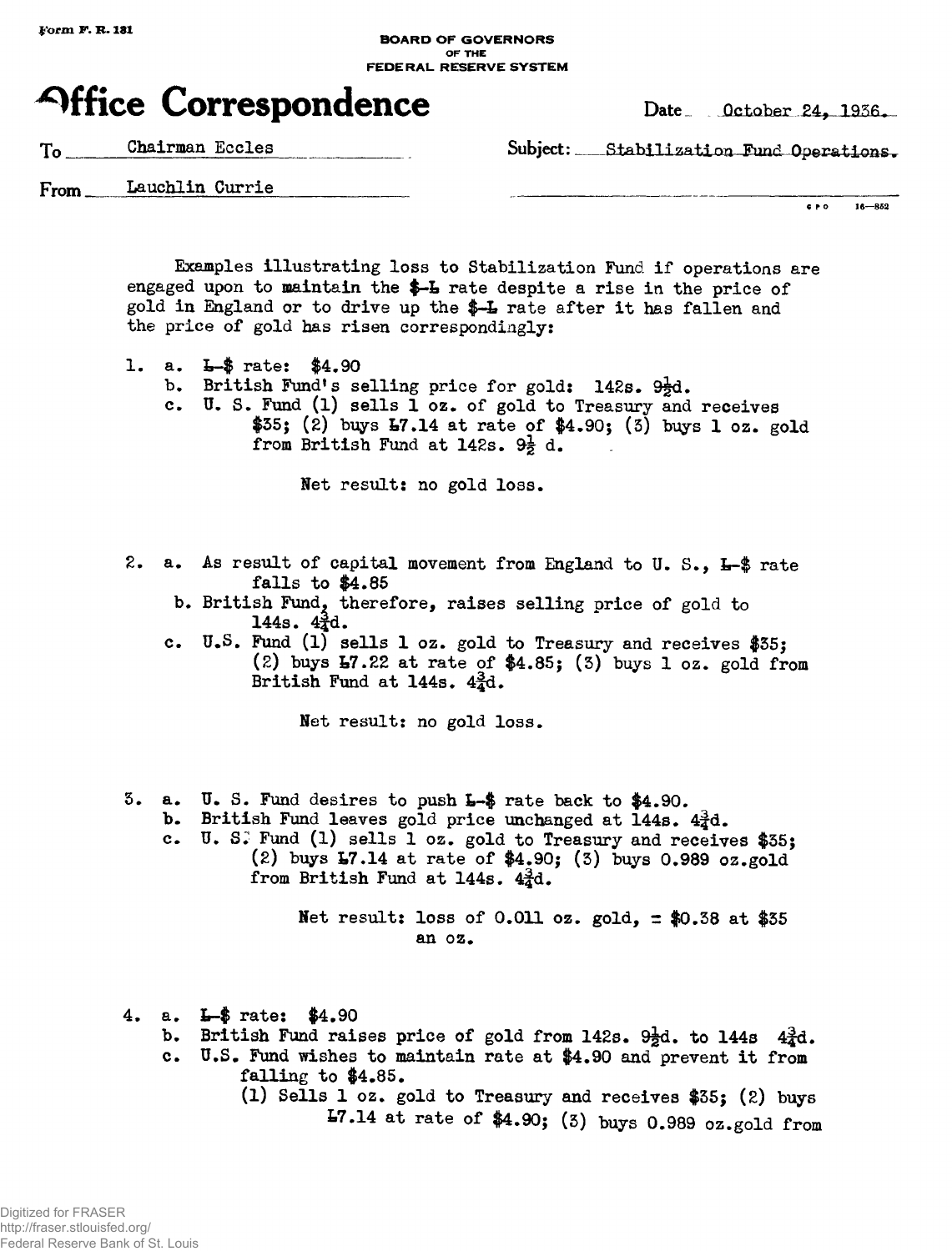Form F. R. 131

BOARD OF GOVERNORS
OF THE
FEDERAL RESERVE SYSTEM

# Office Correspondence

Date October 24, 1936.

To Chairman Eccles

Subject: Stabilization Fund Operations.

From Lauchlin Currie

Examples illustrating loss to Stabilization Fund if operations are engaged upon to maintain the $-£ rate despite a rise in the price of gold in England or to drive up the $-£ rate after it has fallen and the price of gold has risen correspondingly:

1. a. £-$ rate: $4.90
   b. British Fund's selling price for gold: 142s. 9½d.
   c. U. S. Fund (1) sells 1 oz. of gold to Treasury and receives $35; (2) buys £7.14 at rate of $4.90; (3) buys 1 oz. gold from British Fund at 142s. 9½ d.

   Net result: no gold loss.

2. a. As result of capital movement from England to U. S., £-$ rate falls to $4.85
   b. British Fund, therefore, raises selling price of gold to 144s. 4¾d.
   c. U.S. Fund (1) sells 1 oz. gold to Treasury and receives $35; (2) buys £7.22 at rate of $4.85; (3) buys 1 oz. gold from British Fund at 144s. 4¾d.

   Net result: no gold loss.

3. a. U. S. Fund desires to push £-$ rate back to $4.90.
   b. British Fund leaves gold price unchanged at 144s. 4¾d.
   c. U. S. Fund (1) sells 1 oz. gold to Treasury and receives $35; (2) buys £7.14 at rate of $4.90; (3) buys 0.989 oz.gold from British Fund at 144s. 4¾d.

   Net result: loss of 0.011 oz. gold, = $0.38 at $35 an oz.

4. a. £-$ rate: $4.90
   b. British Fund raises price of gold from 142s. 9½d. to 144s 4¾d.
   c. U.S. Fund wishes to maintain rate at $4.90 and prevent it from falling to $4.85.
      (1) Sells 1 oz. gold to Treasury and receives $35; (2) buys £7.14 at rate of $4.90; (3) buys 0.989 oz.gold from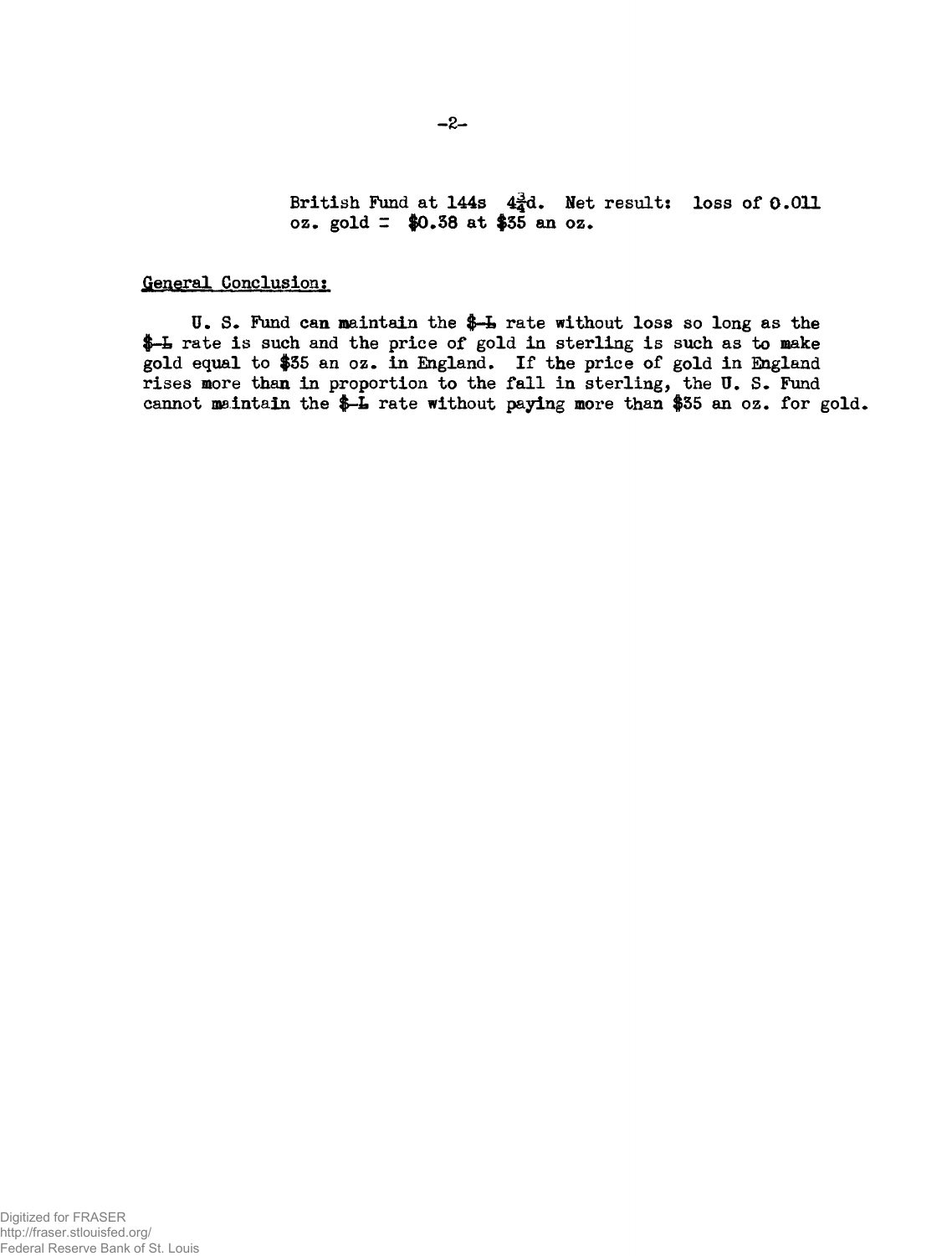British Fund at 144s $4\frac{3}{4}$d. Net result: loss of 0.011 oz. gold = \$0.38 at \$35 an oz.

<u>General Conclusion:</u>

U. S. Fund can maintain the \$-£ rate without loss so long as the \$-£ rate is such and the price of gold in sterling is such as to make gold equal to \$35 an oz. in England. If the price of gold in England rises more than in proportion to the fall in sterling, the U. S. Fund cannot maintain the \$-£ rate without paying more than \$35 an oz. for gold.